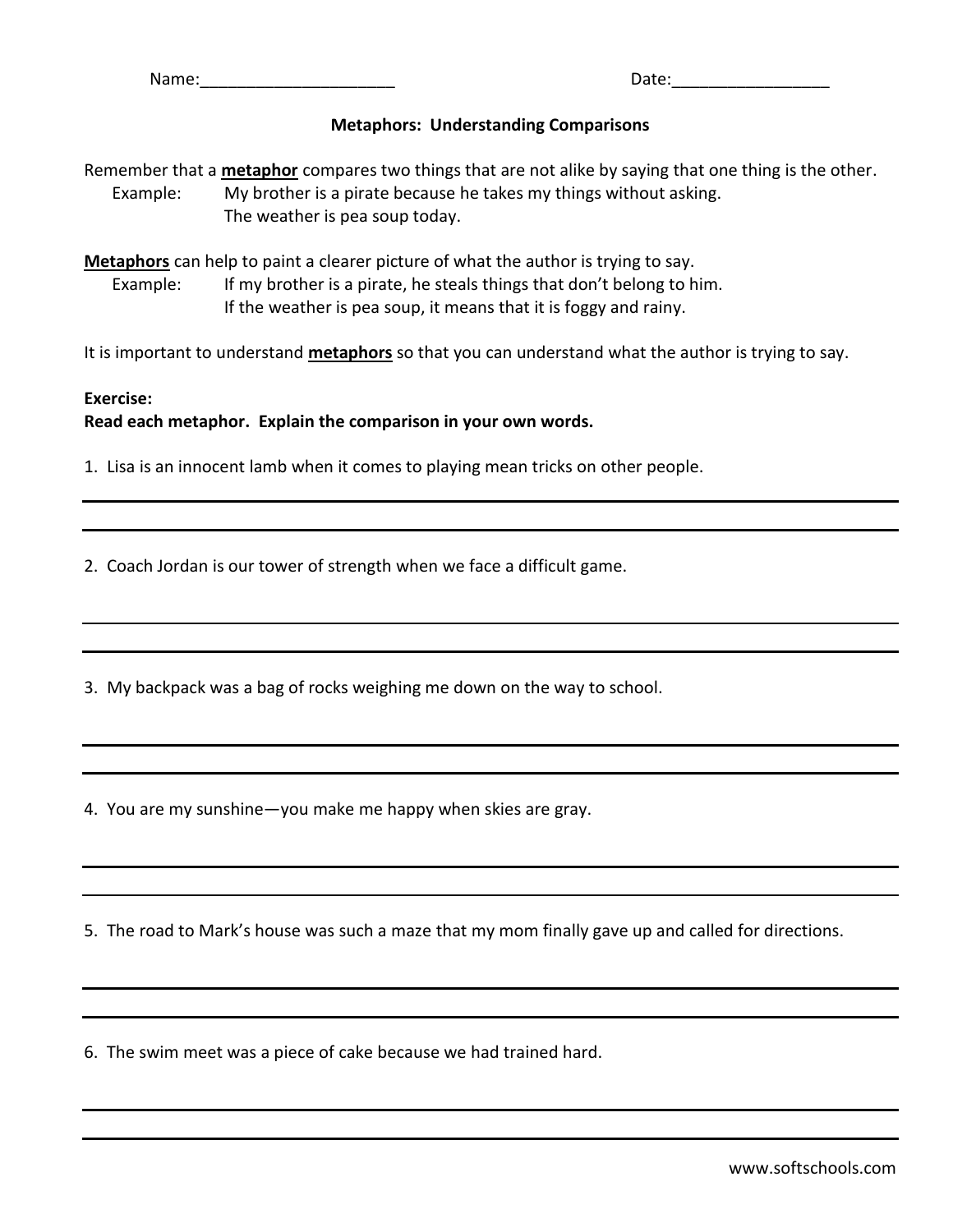Name:______________________ Date:_________________

## Metaphors: Understanding Comparisons

Remember that a **metaphor** compares two things that are not alike by saying that one thing is the other.

Example: My brother is a pirate because he takes my things without asking.
The weather is pea soup today.

**Metaphors** can help to paint a clearer picture of what the author is trying to say.

Example: If my brother is a pirate, he steals things that don't belong to him.
If the weather is pea soup, it means that it is foggy and rainy.

It is important to understand **metaphors** so that you can understand what the author is trying to say.

**Exercise:**
**Read each metaphor. Explain the comparison in your own words.**

1. Lisa is an innocent lamb when it comes to playing mean tricks on other people.

___________________________________________________________________________

___________________________________________________________________________

2. Coach Jordan is our tower of strength when we face a difficult game.

___________________________________________________________________________

___________________________________________________________________________

3. My backpack was a bag of rocks weighing me down on the way to school.

___________________________________________________________________________

___________________________________________________________________________

4. You are my sunshine—you make me happy when skies are gray.

___________________________________________________________________________

___________________________________________________________________________

5. The road to Mark's house was such a maze that my mom finally gave up and called for directions.

___________________________________________________________________________

___________________________________________________________________________

6. The swim meet was a piece of cake because we had trained hard.

___________________________________________________________________________

___________________________________________________________________________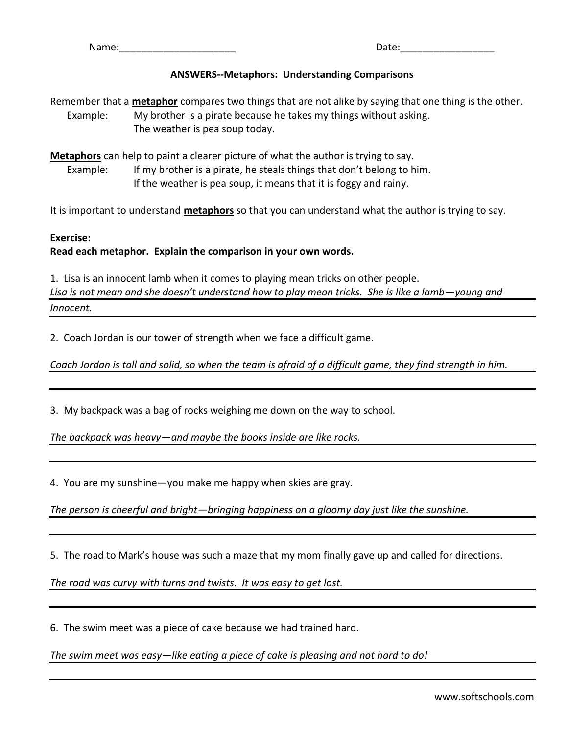Name:_____________________ Date:_________________

**ANSWERS--Metaphors: Understanding Comparisons**

Remember that a **metaphor** compares two things that are not alike by saying that one thing is the other.

Example: My brother is a pirate because he takes my things without asking.
The weather is pea soup today.

**Metaphors** can help to paint a clearer picture of what the author is trying to say.

Example: If my brother is a pirate, he steals things that don't belong to him.
If the weather is pea soup, it means that it is foggy and rainy.

It is important to understand **metaphors** so that you can understand what the author is trying to say.

**Exercise:**
**Read each metaphor. Explain the comparison in your own words.**

1. Lisa is an innocent lamb when it comes to playing mean tricks on other people.

*Lisa is not mean and she doesn't understand how to play mean tricks. She is like a lamb—young and Innocent.*

2. Coach Jordan is our tower of strength when we face a difficult game.

*Coach Jordan is tall and solid, so when the team is afraid of a difficult game, they find strength in him.*

3. My backpack was a bag of rocks weighing me down on the way to school.

*The backpack was heavy—and maybe the books inside are like rocks.*

4. You are my sunshine—you make me happy when skies are gray.

*The person is cheerful and bright—bringing happiness on a gloomy day just like the sunshine.*

5. The road to Mark's house was such a maze that my mom finally gave up and called for directions.

*The road was curvy with turns and twists. It was easy to get lost.*

6. The swim meet was a piece of cake because we had trained hard.

*The swim meet was easy—like eating a piece of cake is pleasing and not hard to do!*

www.softschools.com